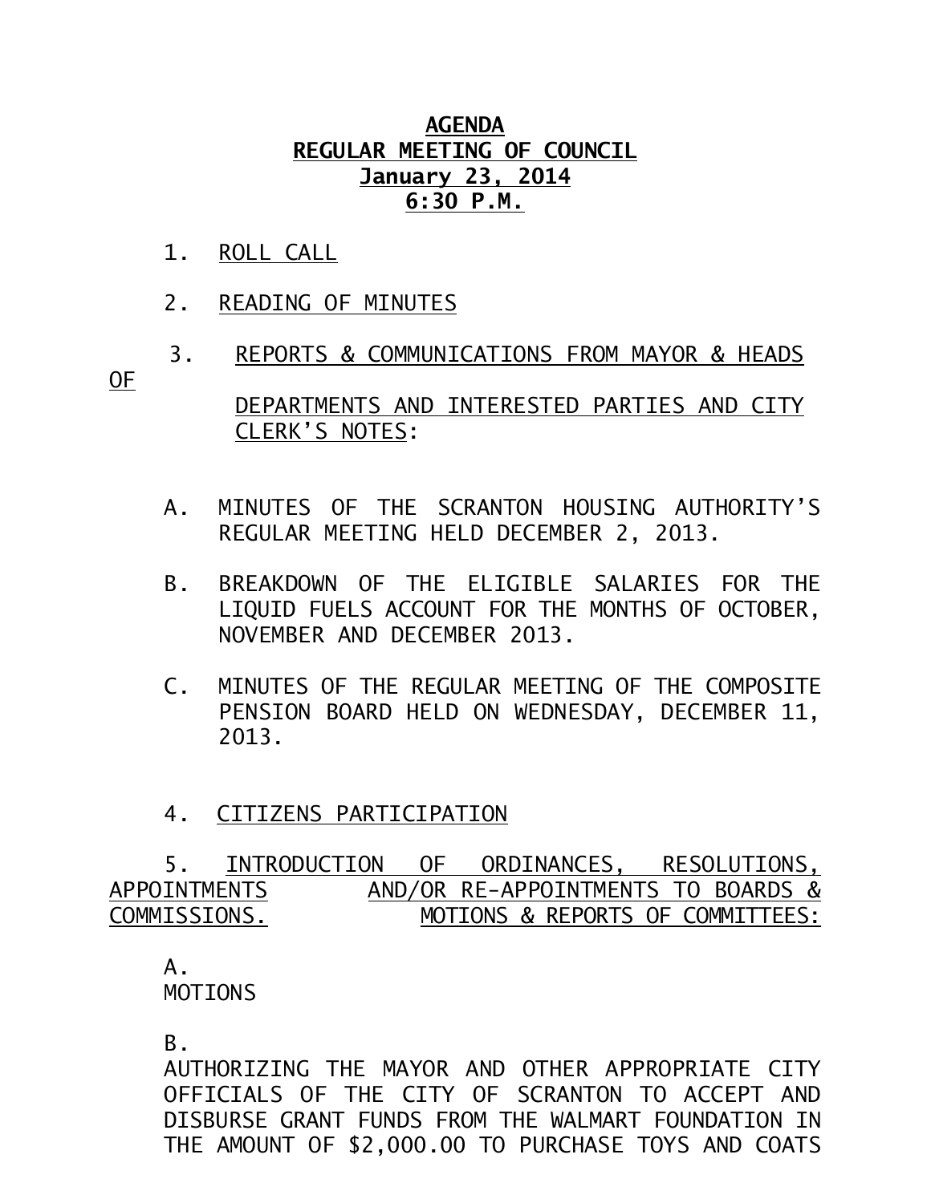**AGENDA**
**REGULAR MEETING OF COUNCIL**
**January 23, 2014**
**6:30 P.M.**

1. ROLL CALL

2. READING OF MINUTES

3. REPORTS & COMMUNICATIONS FROM MAYOR & HEADS OF DEPARTMENTS AND INTERESTED PARTIES AND CITY CLERK'S NOTES:

   A. MINUTES OF THE SCRANTON HOUSING AUTHORITY'S REGULAR MEETING HELD DECEMBER 2, 2013.

   B. BREAKDOWN OF THE ELIGIBLE SALARIES FOR THE LIQUID FUELS ACCOUNT FOR THE MONTHS OF OCTOBER, NOVEMBER AND DECEMBER 2013.

   C. MINUTES OF THE REGULAR MEETING OF THE COMPOSITE PENSION BOARD HELD ON WEDNESDAY, DECEMBER 11, 2013.

4. CITIZENS PARTICIPATION

5. INTRODUCTION OF ORDINANCES, RESOLUTIONS, APPOINTMENTS AND/OR RE-APPOINTMENTS TO BOARDS & COMMISSIONS. MOTIONS & REPORTS OF COMMITTEES:

   A. MOTIONS

   B. AUTHORIZING THE MAYOR AND OTHER APPROPRIATE CITY OFFICIALS OF THE CITY OF SCRANTON TO ACCEPT AND DISBURSE GRANT FUNDS FROM THE WALMART FOUNDATION IN THE AMOUNT OF $2,000.00 TO PURCHASE TOYS AND COATS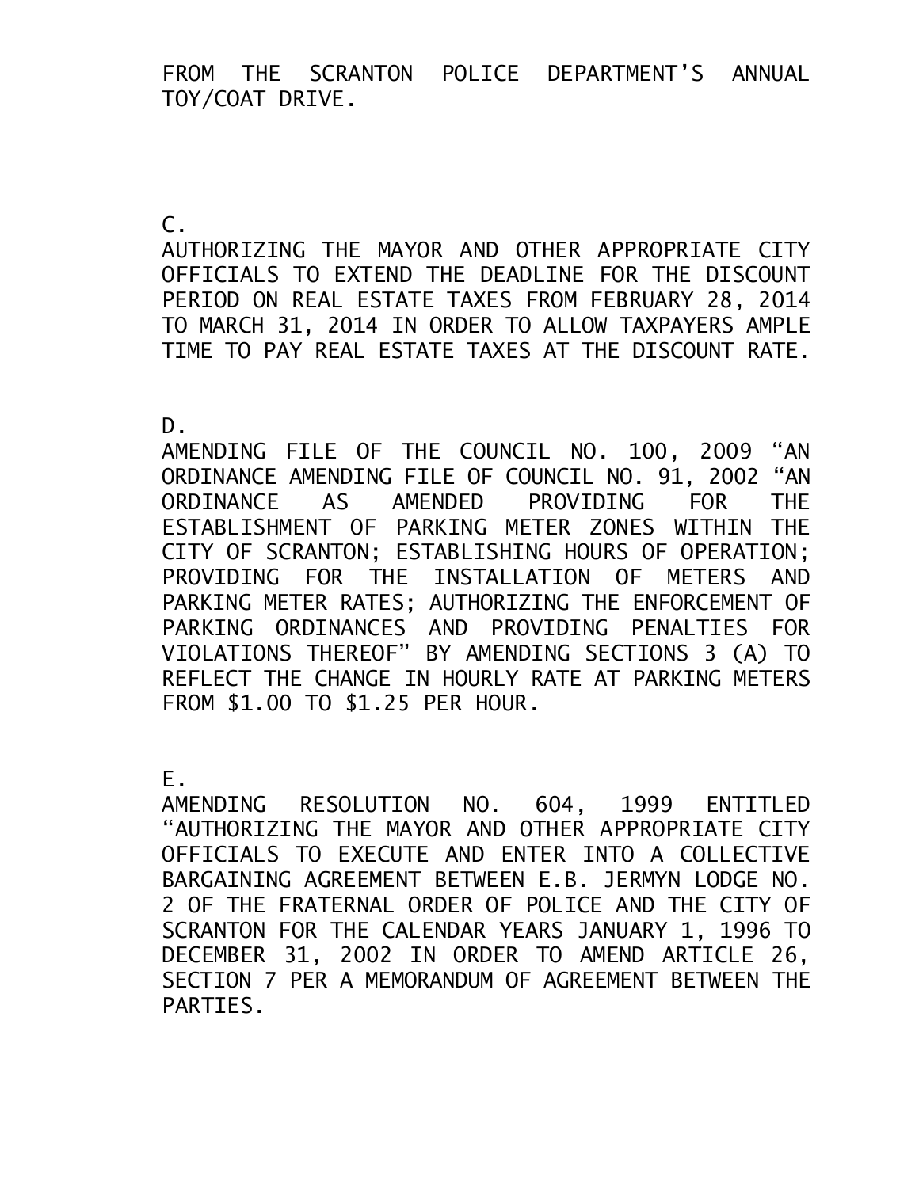FROM THE SCRANTON POLICE DEPARTMENT'S ANNUAL TOY/COAT DRIVE.

C.
AUTHORIZING THE MAYOR AND OTHER APPROPRIATE CITY OFFICIALS TO EXTEND THE DEADLINE FOR THE DISCOUNT PERIOD ON REAL ESTATE TAXES FROM FEBRUARY 28, 2014 TO MARCH 31, 2014 IN ORDER TO ALLOW TAXPAYERS AMPLE TIME TO PAY REAL ESTATE TAXES AT THE DISCOUNT RATE.

D.
AMENDING FILE OF THE COUNCIL NO. 100, 2009 "AN ORDINANCE AMENDING FILE OF COUNCIL NO. 91, 2002 "AN ORDINANCE AS AMENDED PROVIDING FOR THE ESTABLISHMENT OF PARKING METER ZONES WITHIN THE CITY OF SCRANTON; ESTABLISHING HOURS OF OPERATION; PROVIDING FOR THE INSTALLATION OF METERS AND PARKING METER RATES; AUTHORIZING THE ENFORCEMENT OF PARKING ORDINANCES AND PROVIDING PENALTIES FOR VIOLATIONS THEREOF" BY AMENDING SECTIONS 3 (A) TO REFLECT THE CHANGE IN HOURLY RATE AT PARKING METERS FROM $1.00 TO $1.25 PER HOUR.

E.
AMENDING RESOLUTION NO. 604, 1999 ENTITLED "AUTHORIZING THE MAYOR AND OTHER APPROPRIATE CITY OFFICIALS TO EXECUTE AND ENTER INTO A COLLECTIVE BARGAINING AGREEMENT BETWEEN E.B. JERMYN LODGE NO. 2 OF THE FRATERNAL ORDER OF POLICE AND THE CITY OF SCRANTON FOR THE CALENDAR YEARS JANUARY 1, 1996 TO DECEMBER 31, 2002 IN ORDER TO AMEND ARTICLE 26, SECTION 7 PER A MEMORANDUM OF AGREEMENT BETWEEN THE PARTIES.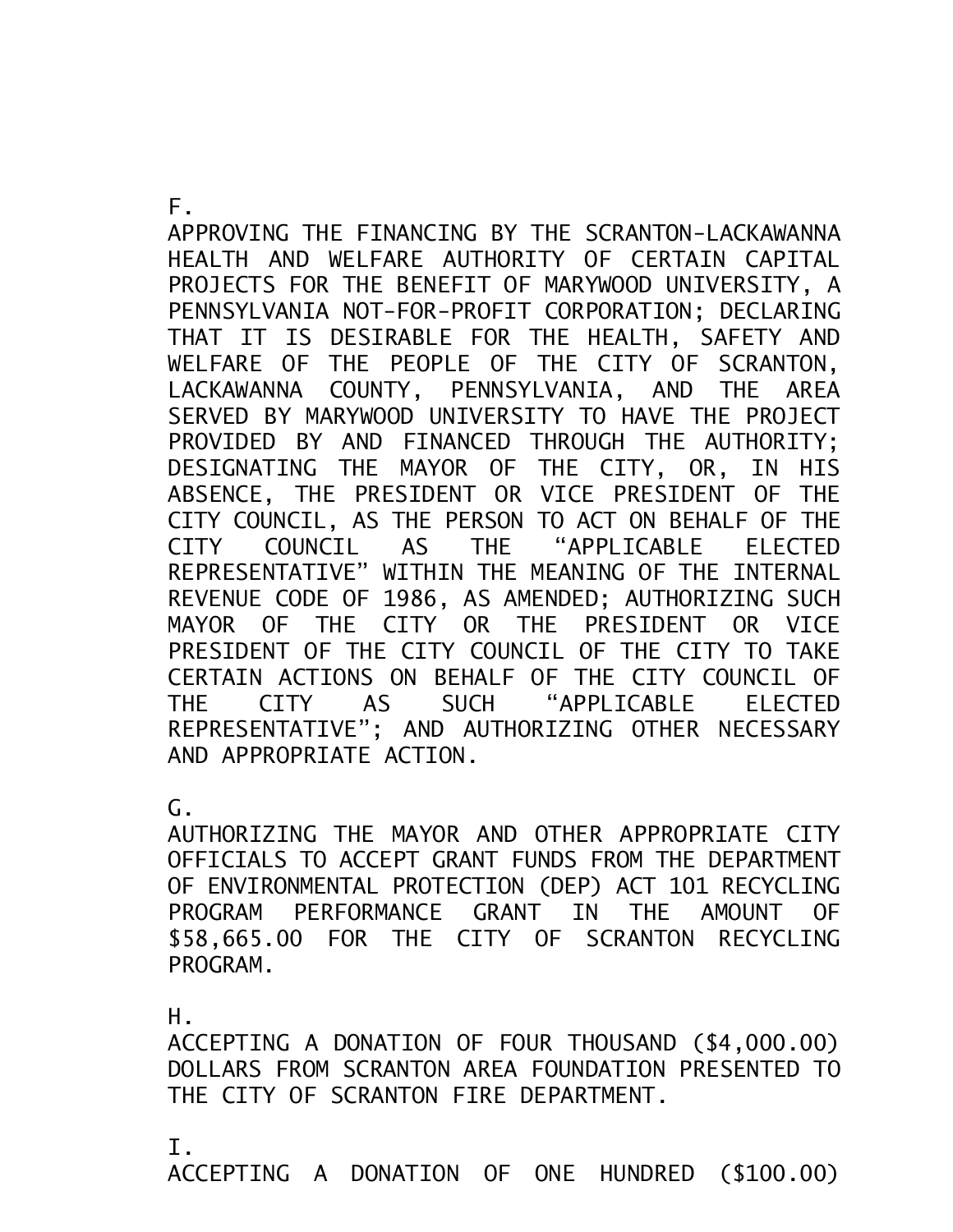F.
APPROVING THE FINANCING BY THE SCRANTON-LACKAWANNA HEALTH AND WELFARE AUTHORITY OF CERTAIN CAPITAL PROJECTS FOR THE BENEFIT OF MARYWOOD UNIVERSITY, A PENNSYLVANIA NOT-FOR-PROFIT CORPORATION; DECLARING THAT IT IS DESIRABLE FOR THE HEALTH, SAFETY AND WELFARE OF THE PEOPLE OF THE CITY OF SCRANTON, LACKAWANNA COUNTY, PENNSYLVANIA, AND THE AREA SERVED BY MARYWOOD UNIVERSITY TO HAVE THE PROJECT PROVIDED BY AND FINANCED THROUGH THE AUTHORITY; DESIGNATING THE MAYOR OF THE CITY, OR, IN HIS ABSENCE, THE PRESIDENT OR VICE PRESIDENT OF THE CITY COUNCIL, AS THE PERSON TO ACT ON BEHALF OF THE CITY COUNCIL AS THE "APPLICABLE ELECTED REPRESENTATIVE" WITHIN THE MEANING OF THE INTERNAL REVENUE CODE OF 1986, AS AMENDED; AUTHORIZING SUCH MAYOR OF THE CITY OR THE PRESIDENT OR VICE PRESIDENT OF THE CITY COUNCIL OF THE CITY TO TAKE CERTAIN ACTIONS ON BEHALF OF THE CITY COUNCIL OF THE CITY AS SUCH "APPLICABLE ELECTED REPRESENTATIVE"; AND AUTHORIZING OTHER NECESSARY AND APPROPRIATE ACTION.

G.
AUTHORIZING THE MAYOR AND OTHER APPROPRIATE CITY OFFICIALS TO ACCEPT GRANT FUNDS FROM THE DEPARTMENT OF ENVIRONMENTAL PROTECTION (DEP) ACT 101 RECYCLING PROGRAM PERFORMANCE GRANT IN THE AMOUNT OF $58,665.00 FOR THE CITY OF SCRANTON RECYCLING PROGRAM.

H.
ACCEPTING A DONATION OF FOUR THOUSAND ($4,000.00) DOLLARS FROM SCRANTON AREA FOUNDATION PRESENTED TO THE CITY OF SCRANTON FIRE DEPARTMENT.

I.
ACCEPTING A DONATION OF ONE HUNDRED ($100.00)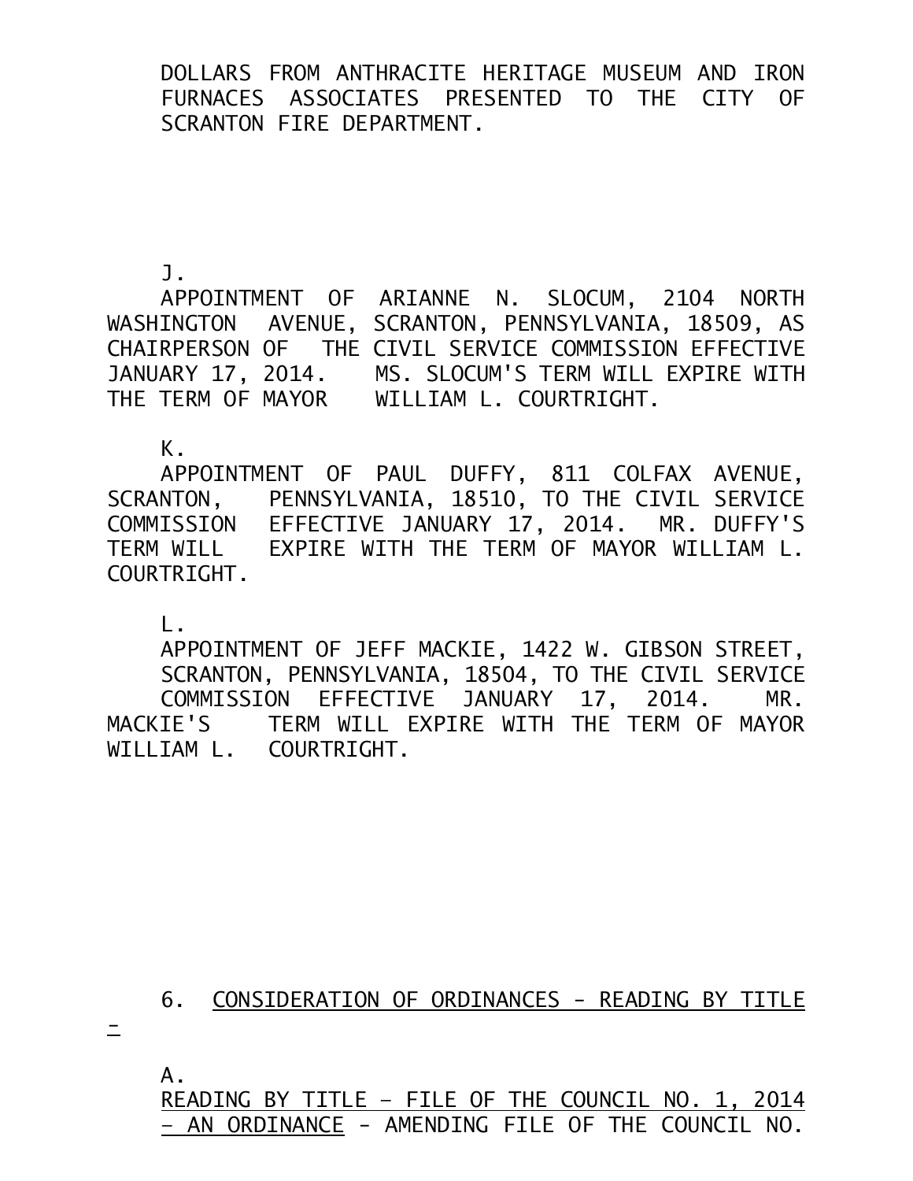DOLLARS FROM ANTHRACITE HERITAGE MUSEUM AND IRON FURNACES ASSOCIATES PRESENTED TO THE CITY OF SCRANTON FIRE DEPARTMENT.

J.

APPOINTMENT OF ARIANNE N. SLOCUM, 2104 NORTH WASHINGTON AVENUE, SCRANTON, PENNSYLVANIA, 18509, AS CHAIRPERSON OF THE CIVIL SERVICE COMMISSION EFFECTIVE JANUARY 17, 2014. MS. SLOCUM'S TERM WILL EXPIRE WITH THE TERM OF MAYOR WILLIAM L. COURTRIGHT.

K.

APPOINTMENT OF PAUL DUFFY, 811 COLFAX AVENUE, SCRANTON, PENNSYLVANIA, 18510, TO THE CIVIL SERVICE COMMISSION EFFECTIVE JANUARY 17, 2014. MR. DUFFY'S TERM WILL EXPIRE WITH THE TERM OF MAYOR WILLIAM L. COURTRIGHT.

L.

APPOINTMENT OF JEFF MACKIE, 1422 W. GIBSON STREET, SCRANTON, PENNSYLVANIA, 18504, TO THE CIVIL SERVICE COMMISSION EFFECTIVE JANUARY 17, 2014. MR. MACKIE'S TERM WILL EXPIRE WITH THE TERM OF MAYOR WILLIAM L. COURTRIGHT.

6. <u>CONSIDERATION OF ORDINANCES - READING BY TITLE -</u>

A.

<u>READING BY TITLE - FILE OF THE COUNCIL NO. 1, 2014 - AN ORDINANCE</u> - AMENDING FILE OF THE COUNCIL NO.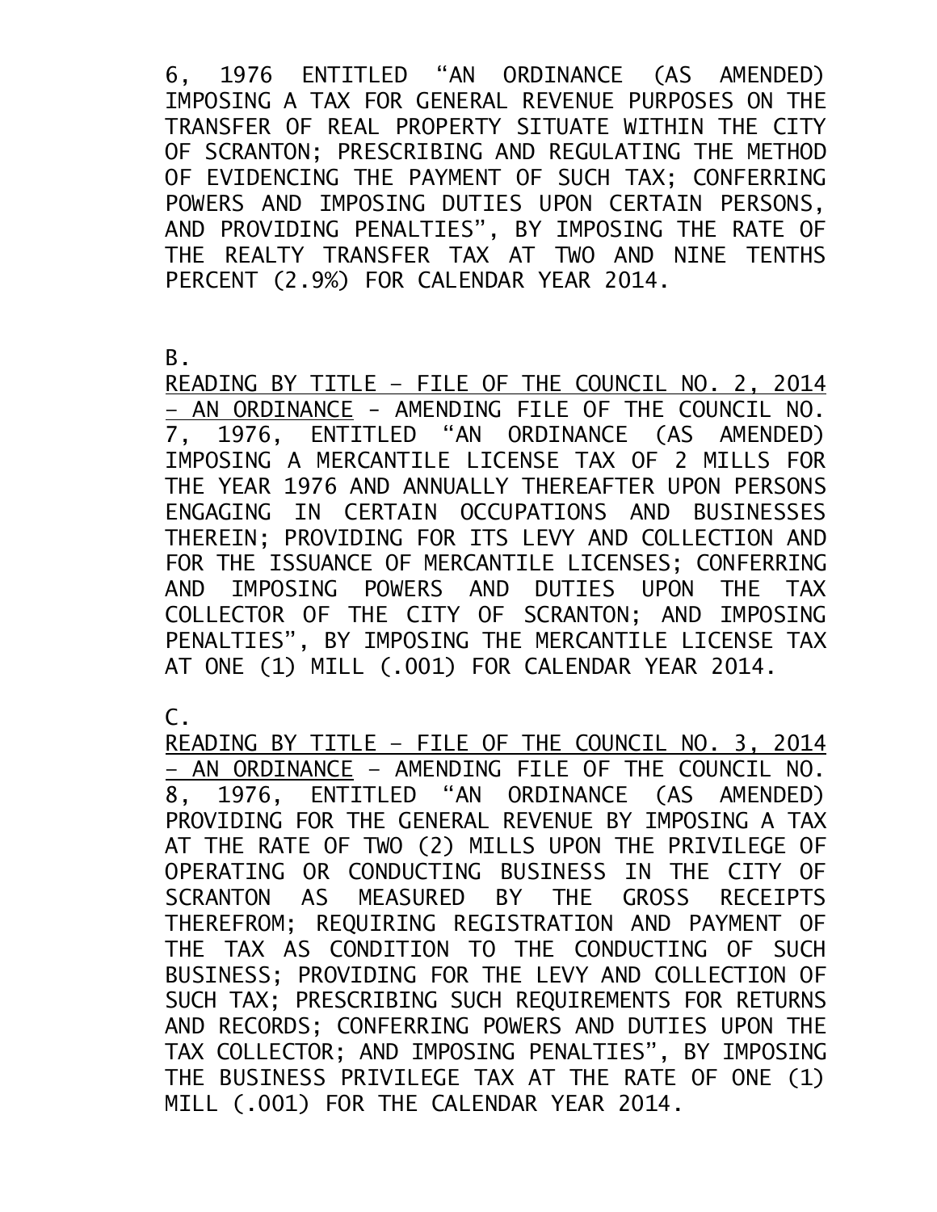6, 1976 ENTITLED "AN ORDINANCE (AS AMENDED) IMPOSING A TAX FOR GENERAL REVENUE PURPOSES ON THE TRANSFER OF REAL PROPERTY SITUATE WITHIN THE CITY OF SCRANTON; PRESCRIBING AND REGULATING THE METHOD OF EVIDENCING THE PAYMENT OF SUCH TAX; CONFERRING POWERS AND IMPOSING DUTIES UPON CERTAIN PERSONS, AND PROVIDING PENALTIES", BY IMPOSING THE RATE OF THE REALTY TRANSFER TAX AT TWO AND NINE TENTHS PERCENT (2.9%) FOR CALENDAR YEAR 2014.

B.

<u>READING BY TITLE – FILE OF THE COUNCIL NO. 2, 2014 – AN ORDINANCE</u> - AMENDING FILE OF THE COUNCIL NO. 7, 1976, ENTITLED "AN ORDINANCE (AS AMENDED) IMPOSING A MERCANTILE LICENSE TAX OF 2 MILLS FOR THE YEAR 1976 AND ANNUALLY THEREAFTER UPON PERSONS ENGAGING IN CERTAIN OCCUPATIONS AND BUSINESSES THEREIN; PROVIDING FOR ITS LEVY AND COLLECTION AND FOR THE ISSUANCE OF MERCANTILE LICENSES; CONFERRING AND IMPOSING POWERS AND DUTIES UPON THE TAX COLLECTOR OF THE CITY OF SCRANTON; AND IMPOSING PENALTIES", BY IMPOSING THE MERCANTILE LICENSE TAX AT ONE (1) MILL (.001) FOR CALENDAR YEAR 2014.

C.

<u>READING BY TITLE – FILE OF THE COUNCIL NO. 3, 2014 – AN ORDINANCE</u> – AMENDING FILE OF THE COUNCIL NO. 8, 1976, ENTITLED "AN ORDINANCE (AS AMENDED) PROVIDING FOR THE GENERAL REVENUE BY IMPOSING A TAX AT THE RATE OF TWO (2) MILLS UPON THE PRIVILEGE OF OPERATING OR CONDUCTING BUSINESS IN THE CITY OF SCRANTON AS MEASURED BY THE GROSS RECEIPTS THEREFROM; REQUIRING REGISTRATION AND PAYMENT OF THE TAX AS CONDITION TO THE CONDUCTING OF SUCH BUSINESS; PROVIDING FOR THE LEVY AND COLLECTION OF SUCH TAX; PRESCRIBING SUCH REQUIREMENTS FOR RETURNS AND RECORDS; CONFERRING POWERS AND DUTIES UPON THE TAX COLLECTOR; AND IMPOSING PENALTIES", BY IMPOSING THE BUSINESS PRIVILEGE TAX AT THE RATE OF ONE (1) MILL (.001) FOR THE CALENDAR YEAR 2014.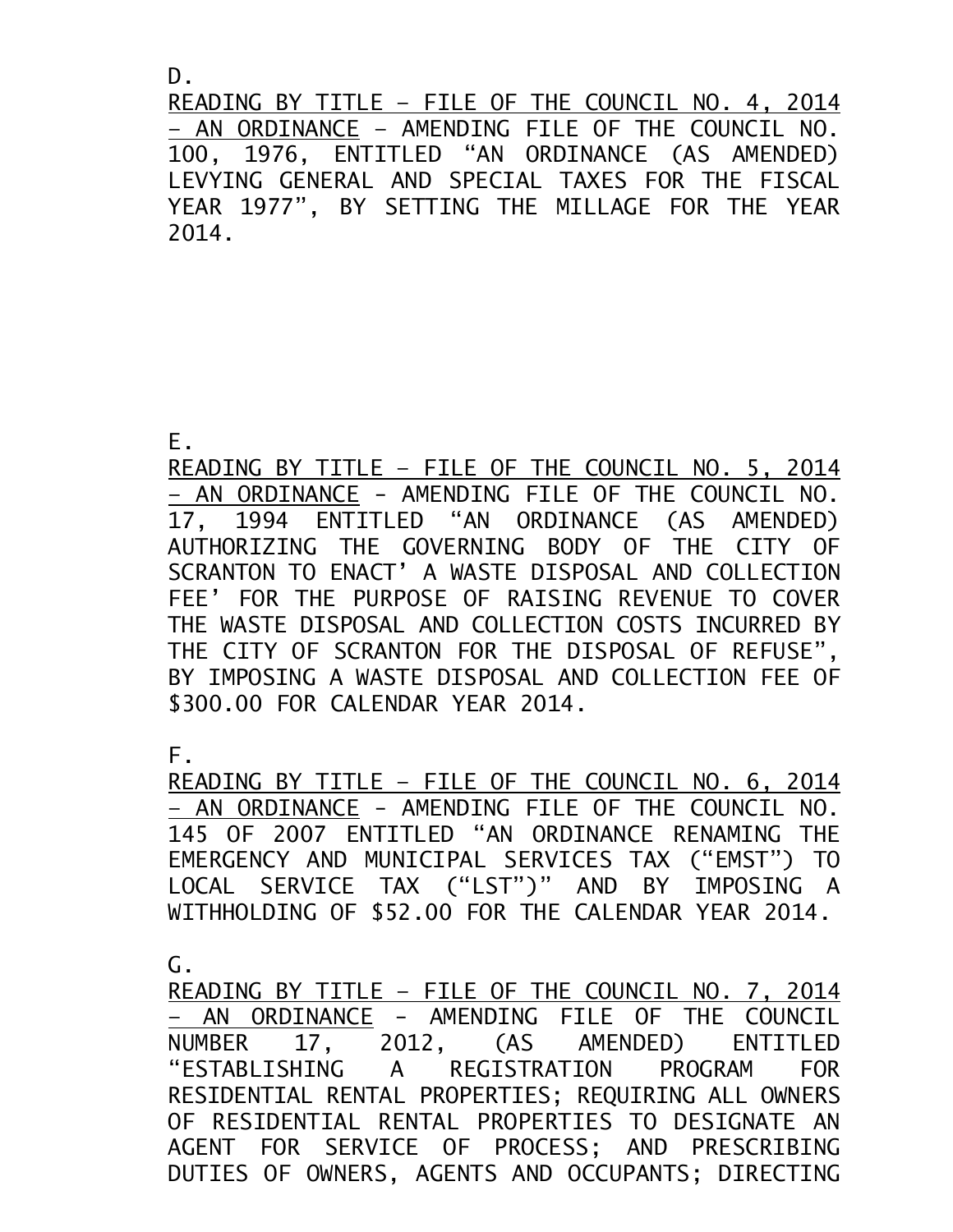D.

<u>READING BY TITLE – FILE OF THE COUNCIL NO. 4, 2014 – AN ORDINANCE</u> – AMENDING FILE OF THE COUNCIL NO. 100, 1976, ENTITLED "AN ORDINANCE (AS AMENDED) LEVYING GENERAL AND SPECIAL TAXES FOR THE FISCAL YEAR 1977", BY SETTING THE MILLAGE FOR THE YEAR 2014.

E.

<u>READING BY TITLE – FILE OF THE COUNCIL NO. 5, 2014 – AN ORDINANCE</u> - AMENDING FILE OF THE COUNCIL NO. 17, 1994 ENTITLED "AN ORDINANCE (AS AMENDED) AUTHORIZING THE GOVERNING BODY OF THE CITY OF SCRANTON TO ENACT' A WASTE DISPOSAL AND COLLECTION FEE' FOR THE PURPOSE OF RAISING REVENUE TO COVER THE WASTE DISPOSAL AND COLLECTION COSTS INCURRED BY THE CITY OF SCRANTON FOR THE DISPOSAL OF REFUSE", BY IMPOSING A WASTE DISPOSAL AND COLLECTION FEE OF $300.00 FOR CALENDAR YEAR 2014.

F.

<u>READING BY TITLE – FILE OF THE COUNCIL NO. 6, 2014 – AN ORDINANCE</u> - AMENDING FILE OF THE COUNCIL NO. 145 OF 2007 ENTITLED "AN ORDINANCE RENAMING THE EMERGENCY AND MUNICIPAL SERVICES TAX ("EMST") TO LOCAL SERVICE TAX ("LST")" AND BY IMPOSING A WITHHOLDING OF $52.00 FOR THE CALENDAR YEAR 2014.

G.

<u>READING BY TITLE – FILE OF THE COUNCIL NO. 7, 2014 – AN ORDINANCE</u> - AMENDING FILE OF THE COUNCIL NUMBER 17, 2012, (AS AMENDED) ENTITLED "ESTABLISHING A REGISTRATION PROGRAM FOR RESIDENTIAL RENTAL PROPERTIES; REQUIRING ALL OWNERS OF RESIDENTIAL RENTAL PROPERTIES TO DESIGNATE AN AGENT FOR SERVICE OF PROCESS; AND PRESCRIBING DUTIES OF OWNERS, AGENTS AND OCCUPANTS; DIRECTING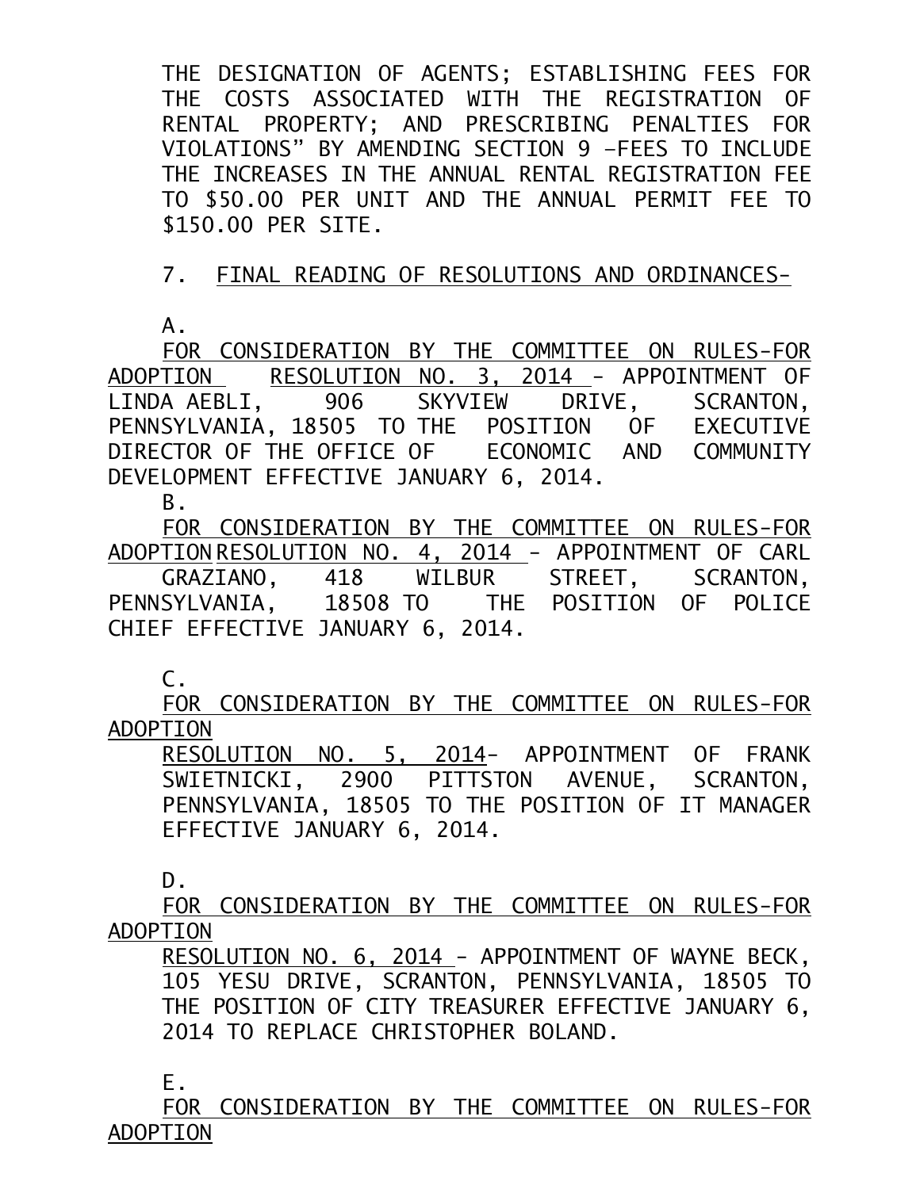THE DESIGNATION OF AGENTS; ESTABLISHING FEES FOR THE COSTS ASSOCIATED WITH THE REGISTRATION OF RENTAL PROPERTY; AND PRESCRIBING PENALTIES FOR VIOLATIONS" BY AMENDING SECTION 9 –FEES TO INCLUDE THE INCREASES IN THE ANNUAL RENTAL REGISTRATION FEE TO $50.00 PER UNIT AND THE ANNUAL PERMIT FEE TO $150.00 PER SITE.

7. FINAL READING OF RESOLUTIONS AND ORDINANCES-

A.
FOR CONSIDERATION BY THE COMMITTEE ON RULES-FOR ADOPTION RESOLUTION NO. 3, 2014 - APPOINTMENT OF LINDA AEBLI, 906 SKYVIEW DRIVE, SCRANTON, PENNSYLVANIA, 18505 TO THE POSITION OF EXECUTIVE DIRECTOR OF THE OFFICE OF ECONOMIC AND COMMUNITY DEVELOPMENT EFFECTIVE JANUARY 6, 2014.

B.
FOR CONSIDERATION BY THE COMMITTEE ON RULES-FOR ADOPTION RESOLUTION NO. 4, 2014 - APPOINTMENT OF CARL GRAZIANO, 418 WILBUR STREET, SCRANTON, PENNSYLVANIA, 18508 TO THE POSITION OF POLICE CHIEF EFFECTIVE JANUARY 6, 2014.

C.
FOR CONSIDERATION BY THE COMMITTEE ON RULES-FOR ADOPTION
RESOLUTION NO. 5, 2014- APPOINTMENT OF FRANK SWIETNICKI, 2900 PITTSTON AVENUE, SCRANTON, PENNSYLVANIA, 18505 TO THE POSITION OF IT MANAGER EFFECTIVE JANUARY 6, 2014.

D.
FOR CONSIDERATION BY THE COMMITTEE ON RULES-FOR ADOPTION
RESOLUTION NO. 6, 2014 - APPOINTMENT OF WAYNE BECK, 105 YESU DRIVE, SCRANTON, PENNSYLVANIA, 18505 TO THE POSITION OF CITY TREASURER EFFECTIVE JANUARY 6, 2014 TO REPLACE CHRISTOPHER BOLAND.

E.
FOR CONSIDERATION BY THE COMMITTEE ON RULES-FOR ADOPTION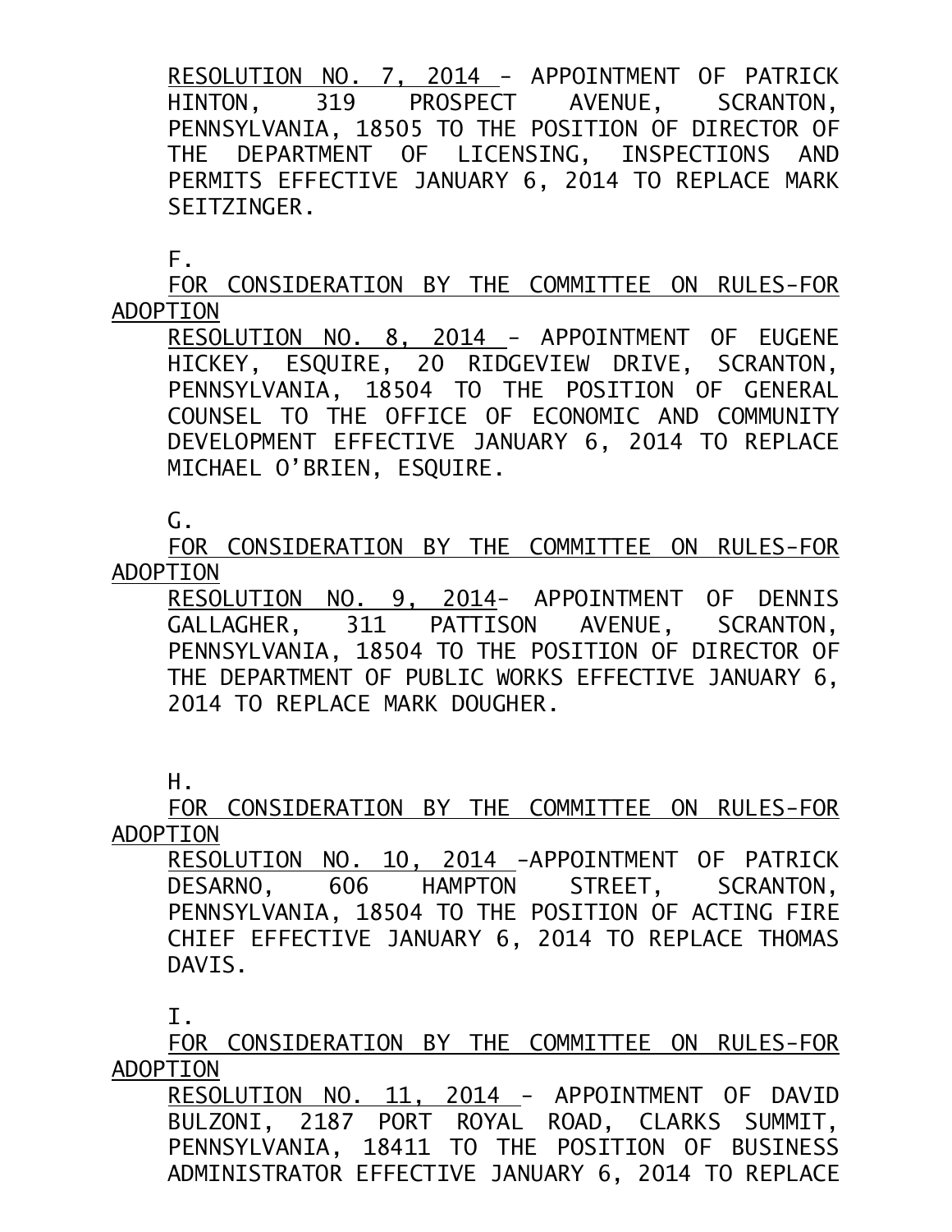RESOLUTION NO. 7, 2014 - APPOINTMENT OF PATRICK HINTON, 319 PROSPECT AVENUE, SCRANTON, PENNSYLVANIA, 18505 TO THE POSITION OF DIRECTOR OF THE DEPARTMENT OF LICENSING, INSPECTIONS AND PERMITS EFFECTIVE JANUARY 6, 2014 TO REPLACE MARK SEITZINGER.

F.

FOR CONSIDERATION BY THE COMMITTEE ON RULES-FOR ADOPTION

RESOLUTION NO. 8, 2014 - APPOINTMENT OF EUGENE HICKEY, ESQUIRE, 20 RIDGEVIEW DRIVE, SCRANTON, PENNSYLVANIA, 18504 TO THE POSITION OF GENERAL COUNSEL TO THE OFFICE OF ECONOMIC AND COMMUNITY DEVELOPMENT EFFECTIVE JANUARY 6, 2014 TO REPLACE MICHAEL O'BRIEN, ESQUIRE.

G.

FOR CONSIDERATION BY THE COMMITTEE ON RULES-FOR ADOPTION

RESOLUTION NO. 9, 2014- APPOINTMENT OF DENNIS GALLAGHER, 311 PATTISON AVENUE, SCRANTON, PENNSYLVANIA, 18504 TO THE POSITION OF DIRECTOR OF THE DEPARTMENT OF PUBLIC WORKS EFFECTIVE JANUARY 6, 2014 TO REPLACE MARK DOUGHER.

H.

FOR CONSIDERATION BY THE COMMITTEE ON RULES-FOR ADOPTION

RESOLUTION NO. 10, 2014 -APPOINTMENT OF PATRICK DESARNO, 606 HAMPTON STREET, SCRANTON, PENNSYLVANIA, 18504 TO THE POSITION OF ACTING FIRE CHIEF EFFECTIVE JANUARY 6, 2014 TO REPLACE THOMAS DAVIS.

I.

FOR CONSIDERATION BY THE COMMITTEE ON RULES-FOR ADOPTION

RESOLUTION NO. 11, 2014 - APPOINTMENT OF DAVID BULZONI, 2187 PORT ROYAL ROAD, CLARKS SUMMIT, PENNSYLVANIA, 18411 TO THE POSITION OF BUSINESS ADMINISTRATOR EFFECTIVE JANUARY 6, 2014 TO REPLACE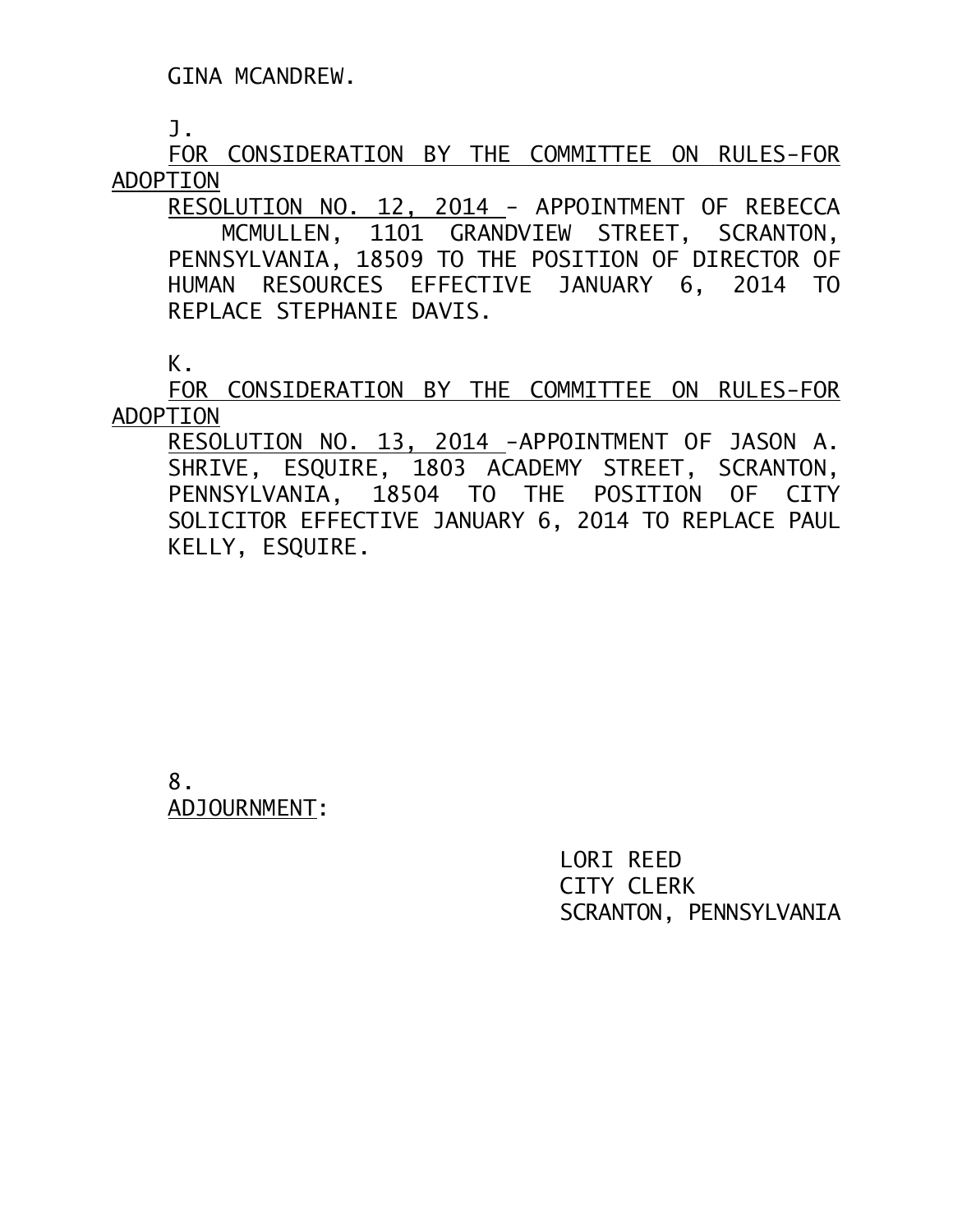GINA MCANDREW.

J.

FOR CONSIDERATION BY THE COMMITTEE ON RULES-FOR ADOPTION

RESOLUTION NO. 12, 2014 - APPOINTMENT OF REBECCA MCMULLEN, 1101 GRANDVIEW STREET, SCRANTON, PENNSYLVANIA, 18509 TO THE POSITION OF DIRECTOR OF HUMAN RESOURCES EFFECTIVE JANUARY 6, 2014 TO REPLACE STEPHANIE DAVIS.

K.

FOR CONSIDERATION BY THE COMMITTEE ON RULES-FOR ADOPTION

RESOLUTION NO. 13, 2014 -APPOINTMENT OF JASON A. SHRIVE, ESQUIRE, 1803 ACADEMY STREET, SCRANTON, PENNSYLVANIA, 18504 TO THE POSITION OF CITY SOLICITOR EFFECTIVE JANUARY 6, 2014 TO REPLACE PAUL KELLY, ESQUIRE.

8.

ADJOURNMENT:

LORI REED
CITY CLERK
SCRANTON, PENNSYLVANIA